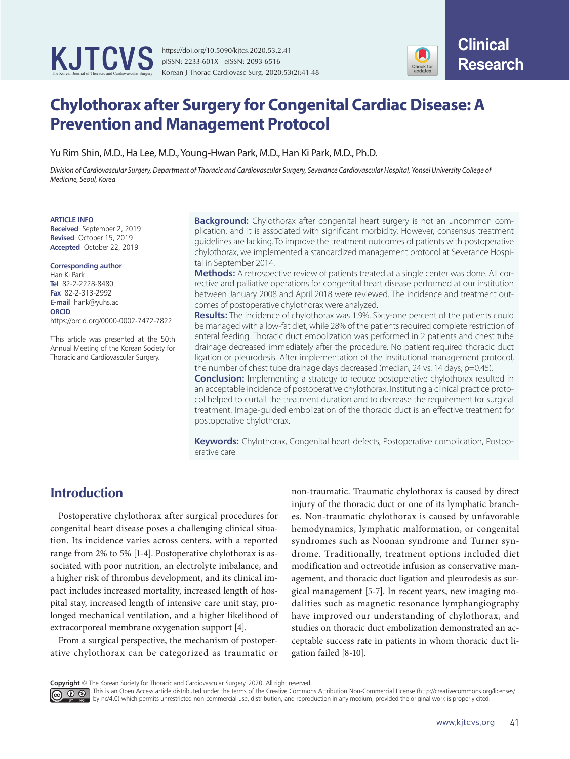Clinical Research

# Chylothorax after Surgery for Congenital Cardiac Disease: A Prevention and Management Protocol

Yu Rim Shin, M.D., Ha Lee, M.D., Young-Hwan Park, M.D., Han Ki Park, M.D., Ph.D.

*Division of Cardiovascular Surgery, Department of Thoracic and Cardiovascular Surgery, Severance Cardiovascular Hospital, Yonsei University College of Medicine, Seoul, Korea*

**ARTICLE INFO**
**Received** September 2, 2019
**Revised** October 15, 2019
**Accepted** October 22, 2019

**Corresponding author**
Han Ki Park
**Tel** 82-2-2228-8480
**Fax** 82-2-313-2992
**E-mail** hank@yuhs.ac
**ORCID**
https://orcid.org/0000-0002-7472-7822

†This article was presented at the 50th Annual Meeting of the Korean Society for Thoracic and Cardiovascular Surgery.

**Background:** Chylothorax after congenital heart surgery is not an uncommon complication, and it is associated with significant morbidity. However, consensus treatment guidelines are lacking. To improve the treatment outcomes of patients with postoperative chylothorax, we implemented a standardized management protocol at Severance Hospital in September 2014.

**Methods:** A retrospective review of patients treated at a single center was done. All corrective and palliative operations for congenital heart disease performed at our institution between January 2008 and April 2018 were reviewed. The incidence and treatment outcomes of postoperative chylothorax were analyzed.

**Results:** The incidence of chylothorax was 1.9%. Sixty-one percent of the patients could be managed with a low-fat diet, while 28% of the patients required complete restriction of enteral feeding. Thoracic duct embolization was performed in 2 patients and chest tube drainage decreased immediately after the procedure. No patient required thoracic duct ligation or pleurodesis. After implementation of the institutional management protocol, the number of chest tube drainage days decreased (median, 24 vs. 14 days; p=0.45).

**Conclusion:** Implementing a strategy to reduce postoperative chylothorax resulted in an acceptable incidence of postoperative chylothorax. Instituting a clinical practice protocol helped to curtail the treatment duration and to decrease the requirement for surgical treatment. Image-guided embolization of the thoracic duct is an effective treatment for postoperative chylothorax.

**Keywords:** Chylothorax, Congenital heart defects, Postoperative complication, Postoperative care

## Introduction

Postoperative chylothorax after surgical procedures for congenital heart disease poses a challenging clinical situation. Its incidence varies across centers, with a reported range from 2% to 5% [1-4]. Postoperative chylothorax is associated with poor nutrition, an electrolyte imbalance, and a higher risk of thrombus development, and its clinical impact includes increased mortality, increased length of hospital stay, increased length of intensive care unit stay, prolonged mechanical ventilation, and a higher likelihood of extracorporeal membrane oxygenation support [4].

From a surgical perspective, the mechanism of postoperative chylothorax can be categorized as traumatic or non-traumatic. Traumatic chylothorax is caused by direct injury of the thoracic duct or one of its lymphatic branches. Non-traumatic chylothorax is caused by unfavorable hemodynamics, lymphatic malformation, or congenital syndromes such as Noonan syndrome and Turner syndrome. Traditionally, treatment options included diet modification and octreotide infusion as conservative management, and thoracic duct ligation and pleurodesis as surgical management [5-7]. In recent years, new imaging modalities such as magnetic resonance lymphangiography have improved our understanding of chylothorax, and studies on thoracic duct embolization demonstrated an acceptable success rate in patients in whom thoracic duct ligation failed [8-10].

**Copyright** © The Korean Society for Thoracic and Cardiovascular Surgery. 2020. All right reserved.
This is an Open Access article distributed under the terms of the Creative Commons Attribution Non-Commercial License (http://creativecommons.org/licenses/by-nc/4.0) which permits unrestricted non-commercial use, distribution, and reproduction in any medium, provided the original work is properly cited.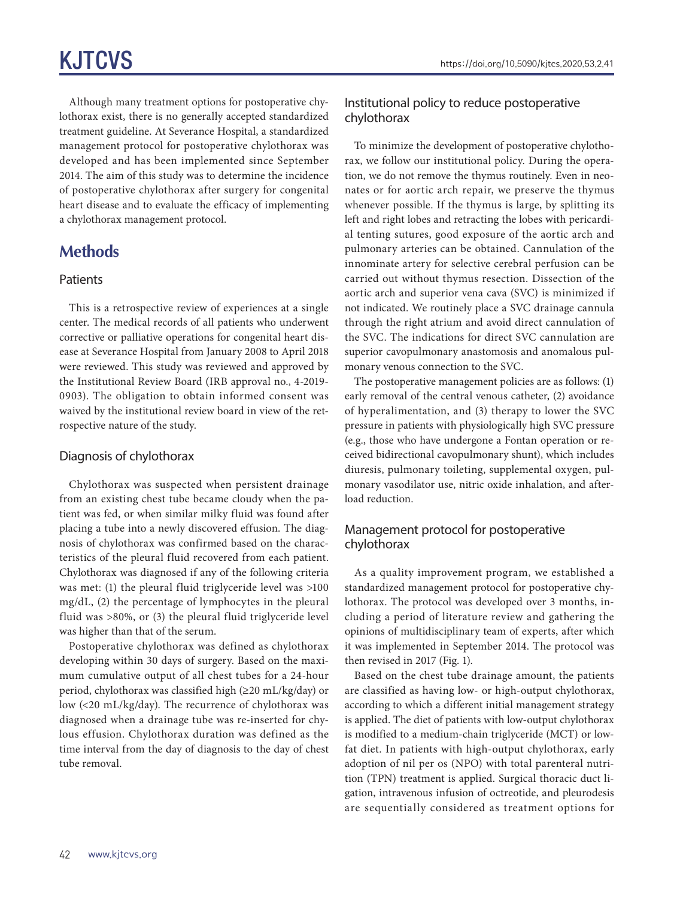Although many treatment options for postoperative chylothorax exist, there is no generally accepted standardized treatment guideline. At Severance Hospital, a standardized management protocol for postoperative chylothorax was developed and has been implemented since September 2014. The aim of this study was to determine the incidence of postoperative chylothorax after surgery for congenital heart disease and to evaluate the efficacy of implementing a chylothorax management protocol.

# Methods

## Patients

This is a retrospective review of experiences at a single center. The medical records of all patients who underwent corrective or palliative operations for congenital heart disease at Severance Hospital from January 2008 to April 2018 were reviewed. This study was reviewed and approved by the Institutional Review Board (IRB approval no., 4-2019-0903). The obligation to obtain informed consent was waived by the institutional review board in view of the retrospective nature of the study.

## Diagnosis of chylothorax

Chylothorax was suspected when persistent drainage from an existing chest tube became cloudy when the patient was fed, or when similar milky fluid was found after placing a tube into a newly discovered effusion. The diagnosis of chylothorax was confirmed based on the characteristics of the pleural fluid recovered from each patient. Chylothorax was diagnosed if any of the following criteria was met: (1) the pleural fluid triglyceride level was >100 mg/dL, (2) the percentage of lymphocytes in the pleural fluid was >80%, or (3) the pleural fluid triglyceride level was higher than that of the serum.

Postoperative chylothorax was defined as chylothorax developing within 30 days of surgery. Based on the maximum cumulative output of all chest tubes for a 24-hour period, chylothorax was classified high (≥20 mL/kg/day) or low (<20 mL/kg/day). The recurrence of chylothorax was diagnosed when a drainage tube was re-inserted for chylous effusion. Chylothorax duration was defined as the time interval from the day of diagnosis to the day of chest tube removal.

## Institutional policy to reduce postoperative chylothorax

To minimize the development of postoperative chylothorax, we follow our institutional policy. During the operation, we do not remove the thymus routinely. Even in neonates or for aortic arch repair, we preserve the thymus whenever possible. If the thymus is large, by splitting its left and right lobes and retracting the lobes with pericardial tenting sutures, good exposure of the aortic arch and pulmonary arteries can be obtained. Cannulation of the innominate artery for selective cerebral perfusion can be carried out without thymus resection. Dissection of the aortic arch and superior vena cava (SVC) is minimized if not indicated. We routinely place a SVC drainage cannula through the right atrium and avoid direct cannulation of the SVC. The indications for direct SVC cannulation are superior cavopulmonary anastomosis and anomalous pulmonary venous connection to the SVC.

The postoperative management policies are as follows: (1) early removal of the central venous catheter, (2) avoidance of hyperalimentation, and (3) therapy to lower the SVC pressure in patients with physiologically high SVC pressure (e.g., those who have undergone a Fontan operation or received bidirectional cavopulmonary shunt), which includes diuresis, pulmonary toileting, supplemental oxygen, pulmonary vasodilator use, nitric oxide inhalation, and afterload reduction.

## Management protocol for postoperative chylothorax

As a quality improvement program, we established a standardized management protocol for postoperative chylothorax. The protocol was developed over 3 months, including a period of literature review and gathering the opinions of multidisciplinary team of experts, after which it was implemented in September 2014. The protocol was then revised in 2017 (Fig. 1).

Based on the chest tube drainage amount, the patients are classified as having low- or high-output chylothorax, according to which a different initial management strategy is applied. The diet of patients with low-output chylothorax is modified to a medium-chain triglyceride (MCT) or low-fat diet. In patients with high-output chylothorax, early adoption of nil per os (NPO) with total parenteral nutrition (TPN) treatment is applied. Surgical thoracic duct ligation, intravenous infusion of octreotide, and pleurodesis are sequentially considered as treatment options for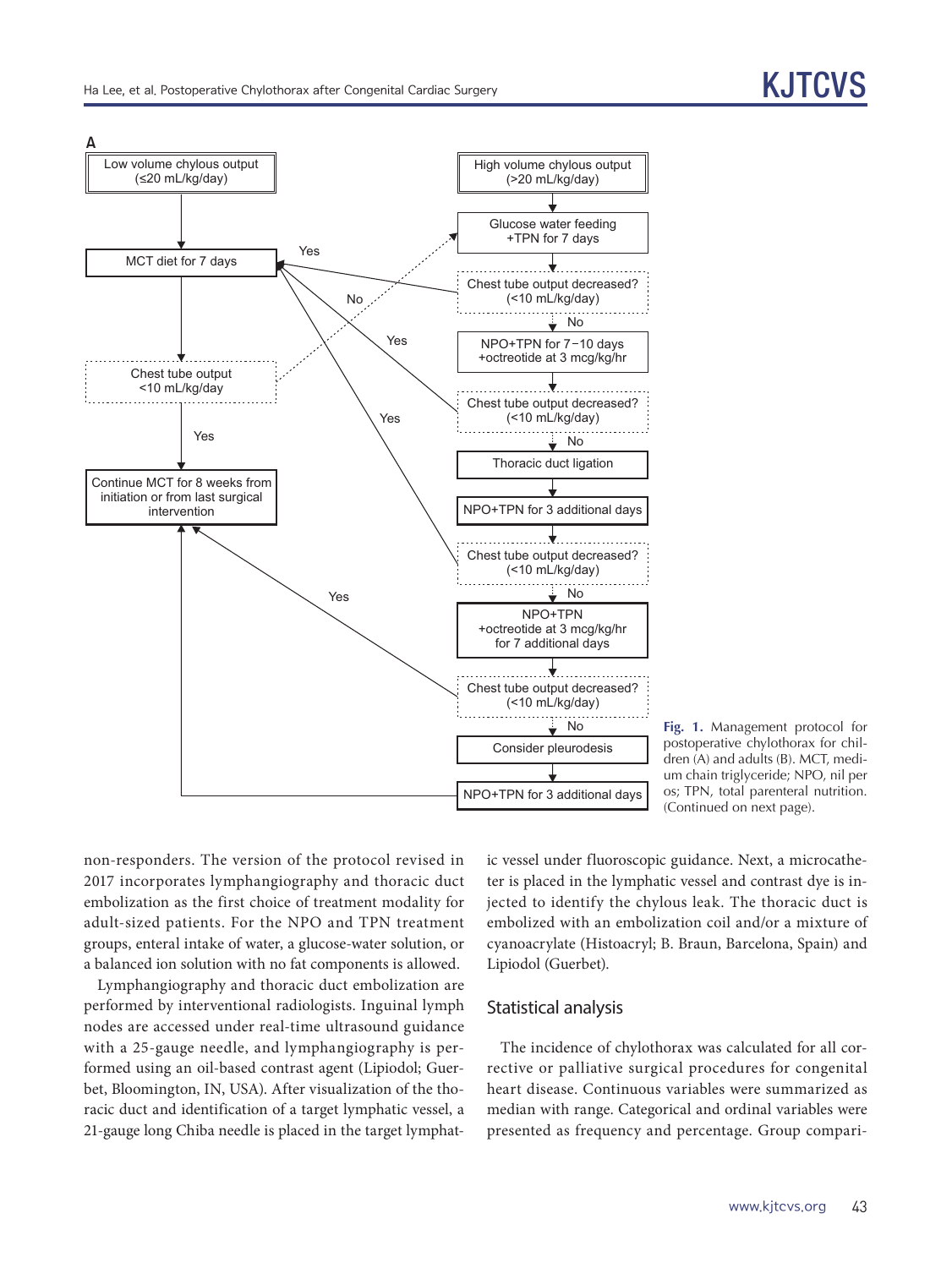**A**

Low volume chylous output (≤20 mL/kg/day) → MCT diet for 7 days → Chest tube output <10 mL/kg/day
- Yes → Continue MCT for 8 weeks from initiation or from last surgical intervention
- No → Glucose water feeding +TPN for 7 days

High volume chylous output (>20 mL/kg/day) → Glucose water feeding +TPN for 7 days → Chest tube output decreased? (<10 mL/kg/day)
- Yes → MCT diet for 7 days
- No → NPO+TPN for 7–10 days +octreotide at 3 mcg/kg/hr → Chest tube output decreased? (<10 mL/kg/day)
  - Yes → MCT diet for 7 days
  - No → Thoracic duct ligation → NPO+TPN for 3 additional days → Chest tube output decreased? (<10 mL/kg/day)
    - Yes → MCT diet for 7 days
    - No → NPO+TPN +octreotide at 3 mcg/kg/hr for 7 additional days → Chest tube output decreased? (<10 mL/kg/day)
      - Yes → Continue MCT for 8 weeks from initiation or from last surgical intervention
      - No → Consider pleurodesis → NPO+TPN for 3 additional days → Continue MCT for 8 weeks from initiation or from last surgical intervention

**Fig. 1.** Management protocol for postoperative chylothorax for children (A) and adults (B). MCT, medium chain triglyceride; NPO, nil per os; TPN, total parenteral nutrition. (Continued on next page).

non-responders. The version of the protocol revised in 2017 incorporates lymphangiography and thoracic duct embolization as the first choice of treatment modality for adult-sized patients. For the NPO and TPN treatment groups, enteral intake of water, a glucose-water solution, or a balanced ion solution with no fat components is allowed.

Lymphangiography and thoracic duct embolization are performed by interventional radiologists. Inguinal lymph nodes are accessed under real-time ultrasound guidance with a 25-gauge needle, and lymphangiography is performed using an oil-based contrast agent (Lipiodol; Guerbet, Bloomington, IN, USA). After visualization of the thoracic duct and identification of a target lymphatic vessel, a 21-gauge long Chiba needle is placed in the target lymphatic vessel under fluoroscopic guidance. Next, a microcatheter is placed in the lymphatic vessel and contrast dye is injected to identify the chylous leak. The thoracic duct is embolized with an embolization coil and/or a mixture of cyanoacrylate (Histoacryl; B. Braun, Barcelona, Spain) and Lipiodol (Guerbet).

## Statistical analysis

The incidence of chylothorax was calculated for all corrective or palliative surgical procedures for congenital heart disease. Continuous variables were summarized as median with range. Categorical and ordinal variables were presented as frequency and percentage. Group compari-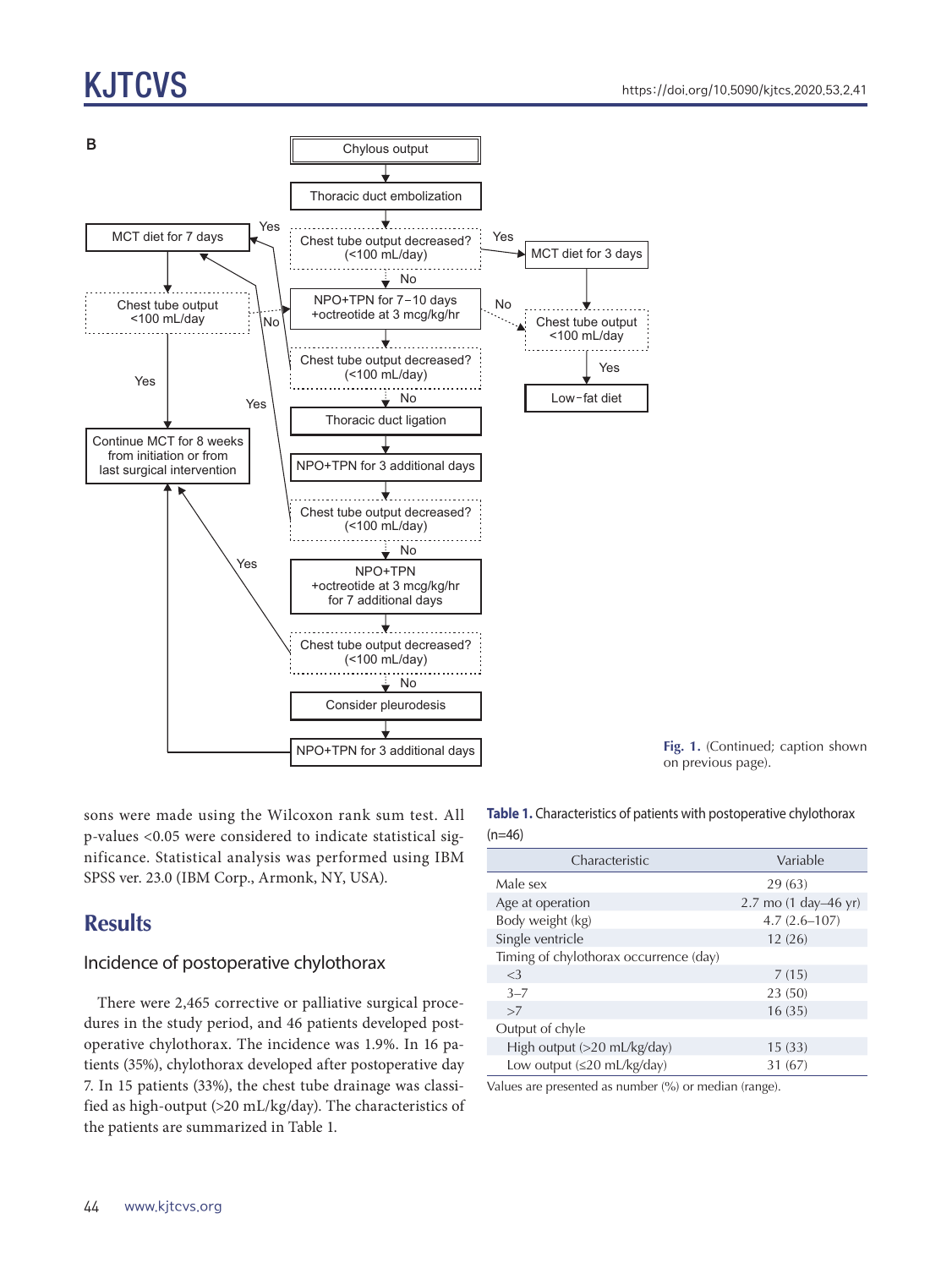B

Chylous output

Thoracic duct embolization

Chest tube output decreased? (<100 mL/day)

Yes → MCT diet for 3 days → Chest tube output <100 mL/day → Yes → Low-fat diet

No → NPO+TPN for 7–10 days +octreotide at 3 mcg/kg/hr

Chest tube output decreased? (<100 mL/day)

No → Thoracic duct ligation

NPO+TPN for 3 additional days

Chest tube output decreased? (<100 mL/day)

No → NPO+TPN +octreotide at 3 mcg/kg/hr for 7 additional days

Chest tube output decreased? (<100 mL/day)

No → Consider pleurodesis

NPO+TPN for 3 additional days

MCT diet for 7 days

Chest tube output <100 mL/day

Yes → Continue MCT for 8 weeks from initiation or from last surgical intervention

Fig. 1. (Continued; caption shown on previous page).

sons were made using the Wilcoxon rank sum test. All p-values <0.05 were considered to indicate statistical significance. Statistical analysis was performed using IBM SPSS ver. 23.0 (IBM Corp., Armonk, NY, USA).

## Results

### Incidence of postoperative chylothorax

There were 2,465 corrective or palliative surgical procedures in the study period, and 46 patients developed postoperative chylothorax. The incidence was 1.9%. In 16 patients (35%), chylothorax developed after postoperative day 7. In 15 patients (33%), the chest tube drainage was classified as high-output (>20 mL/kg/day). The characteristics of the patients are summarized in Table 1.

**Table 1.** Characteristics of patients with postoperative chylothorax (n=46)

| Characteristic | Variable |
|---|---|
| Male sex | 29 (63) |
| Age at operation | 2.7 mo (1 day–46 yr) |
| Body weight (kg) | 4.7 (2.6–107) |
| Single ventricle | 12 (26) |
| Timing of chylothorax occurrence (day) | |
| <3 | 7 (15) |
| 3–7 | 23 (50) |
| >7 | 16 (35) |
| Output of chyle | |
| High output (>20 mL/kg/day) | 15 (33) |
| Low output (≤20 mL/kg/day) | 31 (67) |

Values are presented as number (%) or median (range).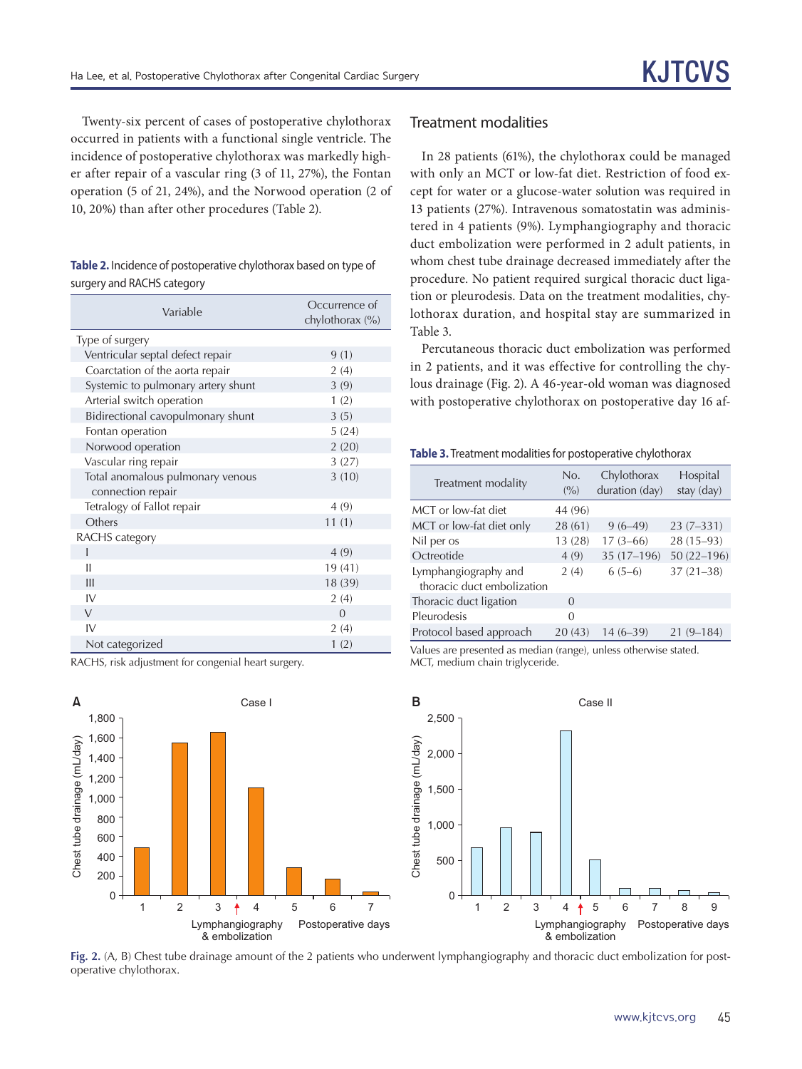Twenty-six percent of cases of postoperative chylothorax occurred in patients with a functional single ventricle. The incidence of postoperative chylothorax was markedly higher after repair of a vascular ring (3 of 11, 27%), the Fontan operation (5 of 21, 24%), and the Norwood operation (2 of 10, 20%) than after other procedures (Table 2).

**Table 2.** Incidence of postoperative chylothorax based on type of surgery and RACHS category

| Variable | Occurrence of chylothorax (%) |
|---|---|
| Type of surgery | |
| Ventricular septal defect repair | 9 (1) |
| Coarctation of the aorta repair | 2 (4) |
| Systemic to pulmonary artery shunt | 3 (9) |
| Arterial switch operation | 1 (2) |
| Bidirectional cavopulmonary shunt | 3 (5) |
| Fontan operation | 5 (24) |
| Norwood operation | 2 (20) |
| Vascular ring repair | 3 (27) |
| Total anomalous pulmonary venous connection repair | 3 (10) |
| Tetralogy of Fallot repair | 4 (9) |
| Others | 11 (1) |
| RACHS category | |
| I | 4 (9) |
| II | 19 (41) |
| III | 18 (39) |
| IV | 2 (4) |
| V | 0 |
| IV | 2 (4) |
| Not categorized | 1 (2) |

RACHS, risk adjustment for congenial heart surgery.

## Treatment modalities

In 28 patients (61%), the chylothorax could be managed with only an MCT or low-fat diet. Restriction of food except for water or a glucose-water solution was required in 13 patients (27%). Intravenous somatostatin was administered in 4 patients (9%). Lymphangiography and thoracic duct embolization were performed in 2 adult patients, in whom chest tube drainage decreased immediately after the procedure. No patient required surgical thoracic duct ligation or pleurodesis. Data on the treatment modalities, chylothorax duration, and hospital stay are summarized in Table 3.

Percutaneous thoracic duct embolization was performed in 2 patients, and it was effective for controlling the chylous drainage (Fig. 2). A 46-year-old woman was diagnosed with postoperative chylothorax on postoperative day 16 af-

**Table 3.** Treatment modalities for postoperative chylothorax

| Treatment modality | No. (%) | Chylothorax duration (day) | Hospital stay (day) |
|---|---|---|---|
| MCT or low-fat diet | 44 (96) | | |
| MCT or low-fat diet only | 28 (61) | 9 (6–49) | 23 (7–331) |
| Nil per os | 13 (28) | 17 (3–66) | 28 (15–93) |
| Octreotide | 4 (9) | 35 (17–196) | 50 (22–196) |
| Lymphangiography and thoracic duct embolization | 2 (4) | 6 (5–6) | 37 (21–38) |
| Thoracic duct ligation | 0 | | |
| Pleurodesis | 0 | | |
| Protocol based approach | 20 (43) | 14 (6–39) | 21 (9–184) |

Values are presented as median (range), unless otherwise stated.
MCT, medium chain triglyceride.

**Fig. 2.** (A, B) Chest tube drainage amount of the 2 patients who underwent lymphangiography and thoracic duct embolization for postoperative chylothorax.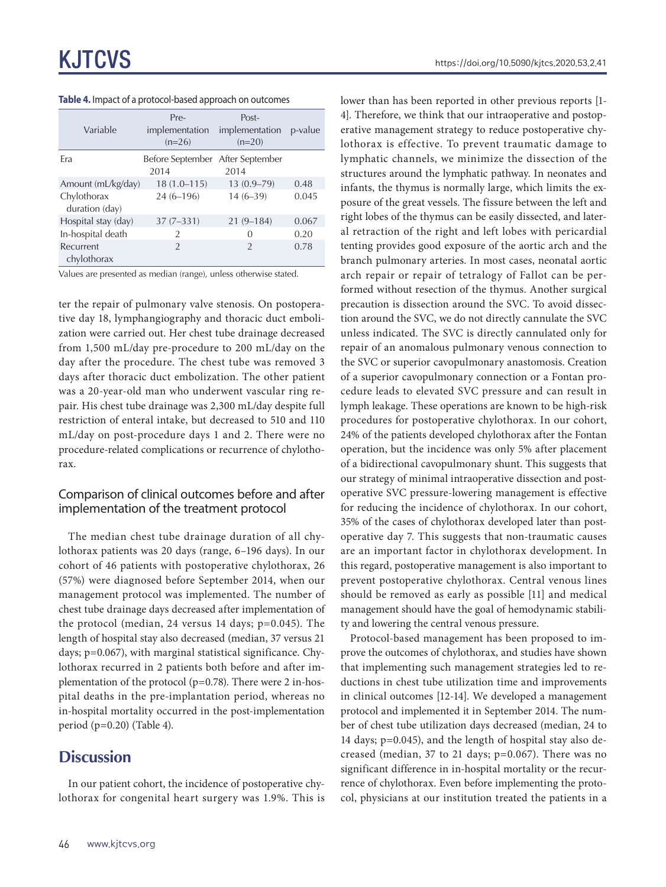**Table 4.** Impact of a protocol-based approach on outcomes

| Variable | Pre-implementation (n=26) | Post-implementation (n=20) | p-value |
|---|---|---|---|
| Era | Before September 2014 | After September 2014 | |
| Amount (mL/kg/day) | 18 (1.0–115) | 13 (0.9–79) | 0.48 |
| Chylothorax duration (day) | 24 (6–196) | 14 (6–39) | 0.045 |
| Hospital stay (day) | 37 (7–331) | 21 (9–184) | 0.067 |
| In-hospital death | 2 | 0 | 0.20 |
| Recurrent chylothorax | 2 | 2 | 0.78 |

Values are presented as median (range), unless otherwise stated.

ter the repair of pulmonary valve stenosis. On postoperative day 18, lymphangiography and thoracic duct embolization were carried out. Her chest tube drainage decreased from 1,500 mL/day pre-procedure to 200 mL/day on the day after the procedure. The chest tube was removed 3 days after thoracic duct embolization. The other patient was a 20-year-old man who underwent vascular ring repair. His chest tube drainage was 2,300 mL/day despite full restriction of enteral intake, but decreased to 510 and 110 mL/day on post-procedure days 1 and 2. There were no procedure-related complications or recurrence of chylothorax.

### Comparison of clinical outcomes before and after implementation of the treatment protocol

The median chest tube drainage duration of all chylothorax patients was 20 days (range, 6–196 days). In our cohort of 46 patients with postoperative chylothorax, 26 (57%) were diagnosed before September 2014, when our management protocol was implemented. The number of chest tube drainage days decreased after implementation of the protocol (median, 24 versus 14 days; p=0.045). The length of hospital stay also decreased (median, 37 versus 21 days; p=0.067), with marginal statistical significance. Chylothorax recurred in 2 patients both before and after implementation of the protocol (p=0.78). There were 2 in-hospital deaths in the pre-implantation period, whereas no in-hospital mortality occurred in the post-implementation period (p=0.20) (Table 4).

## Discussion

In our patient cohort, the incidence of postoperative chylothorax for congenital heart surgery was 1.9%. This is lower than has been reported in other previous reports [1-4]. Therefore, we think that our intraoperative and postoperative management strategy to reduce postoperative chylothorax is effective. To prevent traumatic damage to lymphatic channels, we minimize the dissection of the structures around the lymphatic pathway. In neonates and infants, the thymus is normally large, which limits the exposure of the great vessels. The fissure between the left and right lobes of the thymus can be easily dissected, and lateral retraction of the right and left lobes with pericardial tenting provides good exposure of the aortic arch and the branch pulmonary arteries. In most cases, neonatal aortic arch repair or repair of tetralogy of Fallot can be performed without resection of the thymus. Another surgical precaution is dissection around the SVC. To avoid dissection around the SVC, we do not directly cannulate the SVC unless indicated. The SVC is directly cannulated only for repair of an anomalous pulmonary venous connection to the SVC or superior cavopulmonary anastomosis. Creation of a superior cavopulmonary connection or a Fontan procedure leads to elevated SVC pressure and can result in lymph leakage. These operations are known to be high-risk procedures for postoperative chylothorax. In our cohort, 24% of the patients developed chylothorax after the Fontan operation, but the incidence was only 5% after placement of a bidirectional cavopulmonary shunt. This suggests that our strategy of minimal intraoperative dissection and postoperative SVC pressure-lowering management is effective for reducing the incidence of chylothorax. In our cohort, 35% of the cases of chylothorax developed later than postoperative day 7. This suggests that non-traumatic causes are an important factor in chylothorax development. In this regard, postoperative management is also important to prevent postoperative chylothorax. Central venous lines should be removed as early as possible [11] and medical management should have the goal of hemodynamic stability and lowering the central venous pressure.

Protocol-based management has been proposed to improve the outcomes of chylothorax, and studies have shown that implementing such management strategies led to reductions in chest tube utilization time and improvements in clinical outcomes [12-14]. We developed a management protocol and implemented it in September 2014. The number of chest tube utilization days decreased (median, 24 to 14 days; p=0.045), and the length of hospital stay also decreased (median, 37 to 21 days; p=0.067). There was no significant difference in in-hospital mortality or the recurrence of chylothorax. Even before implementing the protocol, physicians at our institution treated the patients in a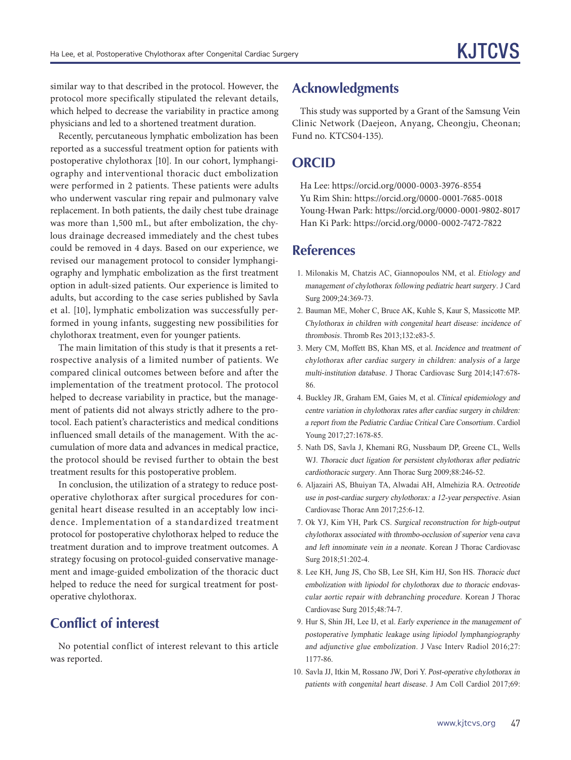similar way to that described in the protocol. However, the protocol more specifically stipulated the relevant details, which helped to decrease the variability in practice among physicians and led to a shortened treatment duration.

Recently, percutaneous lymphatic embolization has been reported as a successful treatment option for patients with postoperative chylothorax [10]. In our cohort, lymphangiography and interventional thoracic duct embolization were performed in 2 patients. These patients were adults who underwent vascular ring repair and pulmonary valve replacement. In both patients, the daily chest tube drainage was more than 1,500 mL, but after embolization, the chylous drainage decreased immediately and the chest tubes could be removed in 4 days. Based on our experience, we revised our management protocol to consider lymphangiography and lymphatic embolization as the first treatment option in adult-sized patients. Our experience is limited to adults, but according to the case series published by Savla et al. [10], lymphatic embolization was successfully performed in young infants, suggesting new possibilities for chylothorax treatment, even for younger patients.

The main limitation of this study is that it presents a retrospective analysis of a limited number of patients. We compared clinical outcomes between before and after the implementation of the treatment protocol. The protocol helped to decrease variability in practice, but the management of patients did not always strictly adhere to the protocol. Each patient's characteristics and medical conditions influenced small details of the management. With the accumulation of more data and advances in medical practice, the protocol should be revised further to obtain the best treatment results for this postoperative problem.

In conclusion, the utilization of a strategy to reduce postoperative chylothorax after surgical procedures for congenital heart disease resulted in an acceptably low incidence. Implementation of a standardized treatment protocol for postoperative chylothorax helped to reduce the treatment duration and to improve treatment outcomes. A strategy focusing on protocol-guided conservative management and image-guided embolization of the thoracic duct helped to reduce the need for surgical treatment for postoperative chylothorax.

## Conflict of interest

No potential conflict of interest relevant to this article was reported.

## Acknowledgments

This study was supported by a Grant of the Samsung Vein Clinic Network (Daejeon, Anyang, Cheongju, Cheonan; Fund no. KTCS04-135).

## ORCID

Ha Lee: https://orcid.org/0000-0003-3976-8554
Yu Rim Shin: https://orcid.org/0000-0001-7685-0018
Young-Hwan Park: https://orcid.org/0000-0001-9802-8017
Han Ki Park: https://orcid.org/0000-0002-7472-7822

## References

1. Milonakis M, Chatzis AC, Giannopoulos NM, et al. *Etiology and management of chylothorax following pediatric heart surgery*. J Card Surg 2009;24:369-73.
2. Bauman ME, Moher C, Bruce AK, Kuhle S, Kaur S, Massicotte MP. *Chylothorax in children with congenital heart disease: incidence of thrombosis*. Thromb Res 2013;132:e83-5.
3. Mery CM, Moffett BS, Khan MS, et al. *Incidence and treatment of chylothorax after cardiac surgery in children: analysis of a large multi-institution database*. J Thorac Cardiovasc Surg 2014;147:678-86.
4. Buckley JR, Graham EM, Gaies M, et al. *Clinical epidemiology and centre variation in chylothorax rates after cardiac surgery in children: a report from the Pediatric Cardiac Critical Care Consortium*. Cardiol Young 2017;27:1678-85.
5. Nath DS, Savla J, Khemani RG, Nussbaum DP, Greene CL, Wells WJ. *Thoracic duct ligation for persistent chylothorax after pediatric cardiothoracic surgery*. Ann Thorac Surg 2009;88:246-52.
6. Aljazairi AS, Bhuiyan TA, Alwadai AH, Almehizia RA. *Octreotide use in post-cardiac surgery chylothorax: a 12-year perspective*. Asian Cardiovasc Thorac Ann 2017;25:6-12.
7. Ok YJ, Kim YH, Park CS. *Surgical reconstruction for high-output chylothorax associated with thrombo-occlusion of superior vena cava and left innominate vein in a neonate*. Korean J Thorac Cardiovasc Surg 2018;51:202-4.
8. Lee KH, Jung JS, Cho SB, Lee SH, Kim HJ, Son HS. *Thoracic duct embolization with lipiodol for chylothorax due to thoracic endovascular aortic repair with debranching procedure*. Korean J Thorac Cardiovasc Surg 2015;48:74-7.
9. Hur S, Shin JH, Lee IJ, et al. *Early experience in the management of postoperative lymphatic leakage using lipiodol lymphangiography and adjunctive glue embolization*. J Vasc Interv Radiol 2016;27:1177-86.
10. Savla JJ, Itkin M, Rossano JW, Dori Y. *Post-operative chylothorax in patients with congenital heart disease*. J Am Coll Cardiol 2017;69: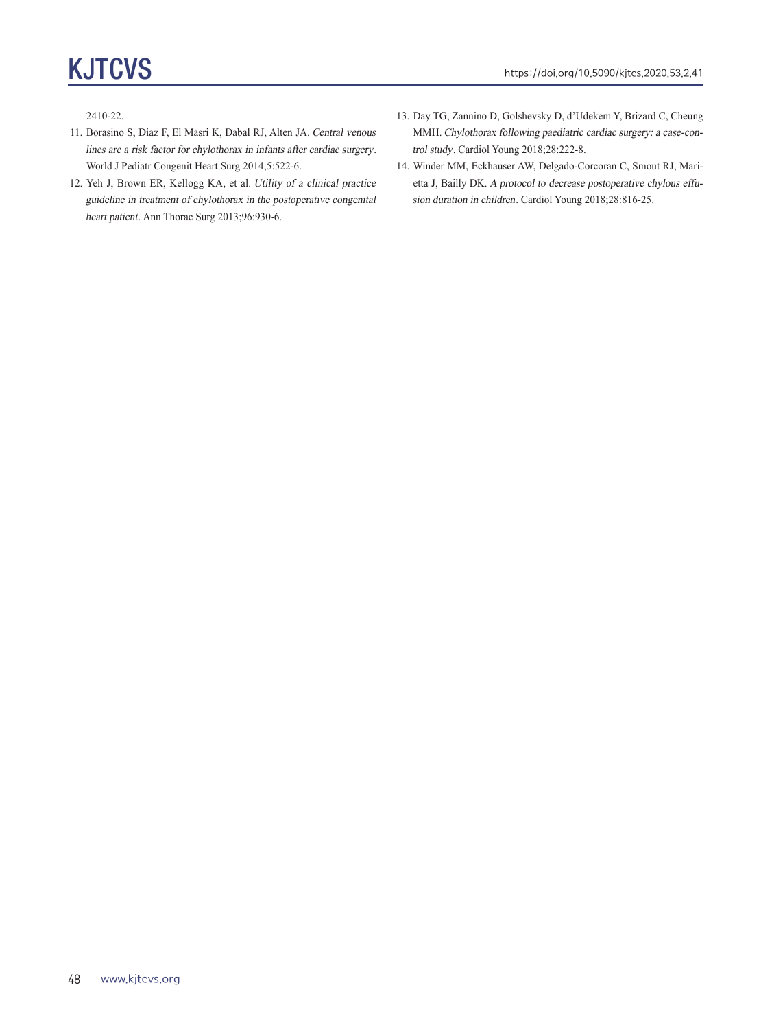2410-22.

11. Borasino S, Diaz F, El Masri K, Dabal RJ, Alten JA. *Central venous lines are a risk factor for chylothorax in infants after cardiac surgery*. World J Pediatr Congenit Heart Surg 2014;5:522-6.
12. Yeh J, Brown ER, Kellogg KA, et al. *Utility of a clinical practice guideline in treatment of chylothorax in the postoperative congenital heart patient*. Ann Thorac Surg 2013;96:930-6.
13. Day TG, Zannino D, Golshevsky D, d'Udekem Y, Brizard C, Cheung MMH. *Chylothorax following paediatric cardiac surgery: a case-control study*. Cardiol Young 2018;28:222-8.
14. Winder MM, Eckhauser AW, Delgado-Corcoran C, Smout RJ, Marietta J, Bailly DK. *A protocol to decrease postoperative chylous effusion duration in children*. Cardiol Young 2018;28:816-25.